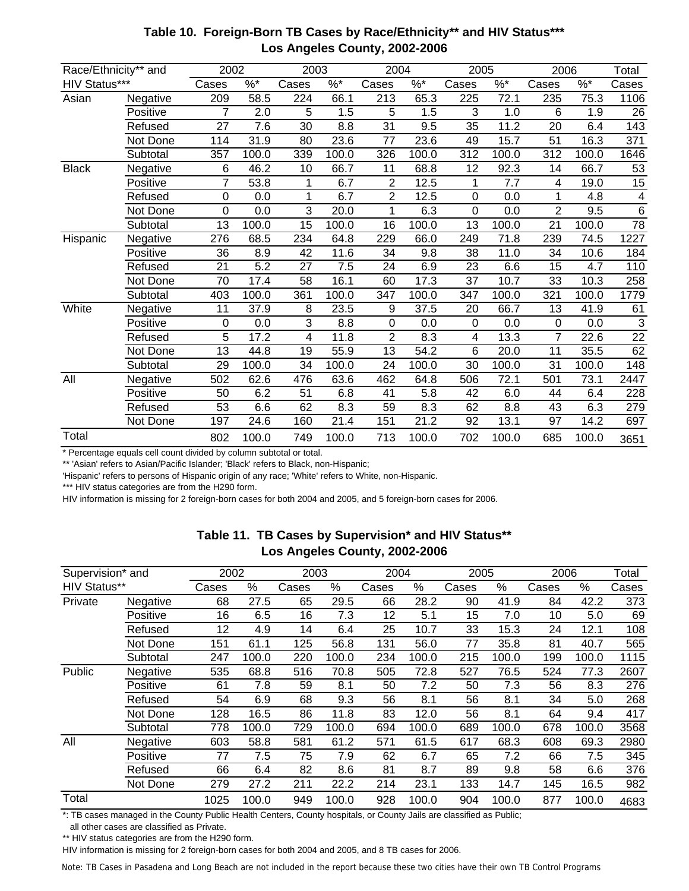## Table 10. Foreign-Born TB Cases by Race/Ethnicity** and HIV Status*** Los Angeles County, 2002-2006

| Race/Ethnicity** and HIV Status*** | | 2002 | | 2003 | | 2004 | | 2005 | | 2006 | | Total |
|---|---|---|---|---|---|---|---|---|---|---|---|---|
| | | Cases | %* | Cases | %* | Cases | %* | Cases | %* | Cases | %* | Cases |
| Asian | Negative | 209 | 58.5 | 224 | 66.1 | 213 | 65.3 | 225 | 72.1 | 235 | 75.3 | 1106 |
| | Positive | 7 | 2.0 | 5 | 1.5 | 5 | 1.5 | 3 | 1.0 | 6 | 1.9 | 26 |
| | Refused | 27 | 7.6 | 30 | 8.8 | 31 | 9.5 | 35 | 11.2 | 20 | 6.4 | 143 |
| | Not Done | 114 | 31.9 | 80 | 23.6 | 77 | 23.6 | 49 | 15.7 | 51 | 16.3 | 371 |
| | Subtotal | 357 | 100.0 | 339 | 100.0 | 326 | 100.0 | 312 | 100.0 | 312 | 100.0 | 1646 |
| Black | Negative | 6 | 46.2 | 10 | 66.7 | 11 | 68.8 | 12 | 92.3 | 14 | 66.7 | 53 |
| | Positive | 7 | 53.8 | 1 | 6.7 | 2 | 12.5 | 1 | 7.7 | 4 | 19.0 | 15 |
| | Refused | 0 | 0.0 | 1 | 6.7 | 2 | 12.5 | 0 | 0.0 | 1 | 4.8 | 4 |
| | Not Done | 0 | 0.0 | 3 | 20.0 | 1 | 6.3 | 0 | 0.0 | 2 | 9.5 | 6 |
| | Subtotal | 13 | 100.0 | 15 | 100.0 | 16 | 100.0 | 13 | 100.0 | 21 | 100.0 | 78 |
| Hispanic | Negative | 276 | 68.5 | 234 | 64.8 | 229 | 66.0 | 249 | 71.8 | 239 | 74.5 | 1227 |
| | Positive | 36 | 8.9 | 42 | 11.6 | 34 | 9.8 | 38 | 11.0 | 34 | 10.6 | 184 |
| | Refused | 21 | 5.2 | 27 | 7.5 | 24 | 6.9 | 23 | 6.6 | 15 | 4.7 | 110 |
| | Not Done | 70 | 17.4 | 58 | 16.1 | 60 | 17.3 | 37 | 10.7 | 33 | 10.3 | 258 |
| | Subtotal | 403 | 100.0 | 361 | 100.0 | 347 | 100.0 | 347 | 100.0 | 321 | 100.0 | 1779 |
| White | Negative | 11 | 37.9 | 8 | 23.5 | 9 | 37.5 | 20 | 66.7 | 13 | 41.9 | 61 |
| | Positive | 0 | 0.0 | 3 | 8.8 | 0 | 0.0 | 0 | 0.0 | 0 | 0.0 | 3 |
| | Refused | 5 | 17.2 | 4 | 11.8 | 2 | 8.3 | 4 | 13.3 | 7 | 22.6 | 22 |
| | Not Done | 13 | 44.8 | 19 | 55.9 | 13 | 54.2 | 6 | 20.0 | 11 | 35.5 | 62 |
| | Subtotal | 29 | 100.0 | 34 | 100.0 | 24 | 100.0 | 30 | 100.0 | 31 | 100.0 | 148 |
| All | Negative | 502 | 62.6 | 476 | 63.6 | 462 | 64.8 | 506 | 72.1 | 501 | 73.1 | 2447 |
| | Positive | 50 | 6.2 | 51 | 6.8 | 41 | 5.8 | 42 | 6.0 | 44 | 6.4 | 228 |
| | Refused | 53 | 6.6 | 62 | 8.3 | 59 | 8.3 | 62 | 8.8 | 43 | 6.3 | 279 |
| | Not Done | 197 | 24.6 | 160 | 21.4 | 151 | 21.2 | 92 | 13.1 | 97 | 14.2 | 697 |
| Total | | 802 | 100.0 | 749 | 100.0 | 713 | 100.0 | 702 | 100.0 | 685 | 100.0 | 3651 |

\* Percentage equals cell count divided by column subtotal or total.

** 'Asian' refers to Asian/Pacific Islander; 'Black' refers to Black, non-Hispanic;

'Hispanic' refers to persons of Hispanic origin of any race; 'White' refers to White, non-Hispanic.

*** HIV status categories are from the H290 form.

HIV information is missing for 2 foreign-born cases for both 2004 and 2005, and 5 foreign-born cases for 2006.

## Table 11. TB Cases by Supervision* and HIV Status** Los Angeles County, 2002-2006

| Supervision* and HIV Status** | | 2002 | | 2003 | | 2004 | | 2005 | | 2006 | | Total |
|---|---|---|---|---|---|---|---|---|---|---|---|---|
| | | Cases | % | Cases | % | Cases | % | Cases | % | Cases | % | Cases |
| Private | Negative | 68 | 27.5 | 65 | 29.5 | 66 | 28.2 | 90 | 41.9 | 84 | 42.2 | 373 |
| | Positive | 16 | 6.5 | 16 | 7.3 | 12 | 5.1 | 15 | 7.0 | 10 | 5.0 | 69 |
| | Refused | 12 | 4.9 | 14 | 6.4 | 25 | 10.7 | 33 | 15.3 | 24 | 12.1 | 108 |
| | Not Done | 151 | 61.1 | 125 | 56.8 | 131 | 56.0 | 77 | 35.8 | 81 | 40.7 | 565 |
| | Subtotal | 247 | 100.0 | 220 | 100.0 | 234 | 100.0 | 215 | 100.0 | 199 | 100.0 | 1115 |
| Public | Negative | 535 | 68.8 | 516 | 70.8 | 505 | 72.8 | 527 | 76.5 | 524 | 77.3 | 2607 |
| | Positive | 61 | 7.8 | 59 | 8.1 | 50 | 7.2 | 50 | 7.3 | 56 | 8.3 | 276 |
| | Refused | 54 | 6.9 | 68 | 9.3 | 56 | 8.1 | 56 | 8.1 | 34 | 5.0 | 268 |
| | Not Done | 128 | 16.5 | 86 | 11.8 | 83 | 12.0 | 56 | 8.1 | 64 | 9.4 | 417 |
| | Subtotal | 778 | 100.0 | 729 | 100.0 | 694 | 100.0 | 689 | 100.0 | 678 | 100.0 | 3568 |
| All | Negative | 603 | 58.8 | 581 | 61.2 | 571 | 61.5 | 617 | 68.3 | 608 | 69.3 | 2980 |
| | Positive | 77 | 7.5 | 75 | 7.9 | 62 | 6.7 | 65 | 7.2 | 66 | 7.5 | 345 |
| | Refused | 66 | 6.4 | 82 | 8.6 | 81 | 8.7 | 89 | 9.8 | 58 | 6.6 | 376 |
| | Not Done | 279 | 27.2 | 211 | 22.2 | 214 | 23.1 | 133 | 14.7 | 145 | 16.5 | 982 |
| Total | | 1025 | 100.0 | 949 | 100.0 | 928 | 100.0 | 904 | 100.0 | 877 | 100.0 | 4683 |

*: TB cases managed in the County Public Health Centers, County hospitals, or County Jails are classified as Public; all other cases are classified as Private.

** HIV status categories are from the H290 form.

HIV information is missing for 2 foreign-born cases for both 2004 and 2005, and 8 TB cases for 2006.

Note: TB Cases in Pasadena and Long Beach are not included in the report because these two cities have their own TB Control Programs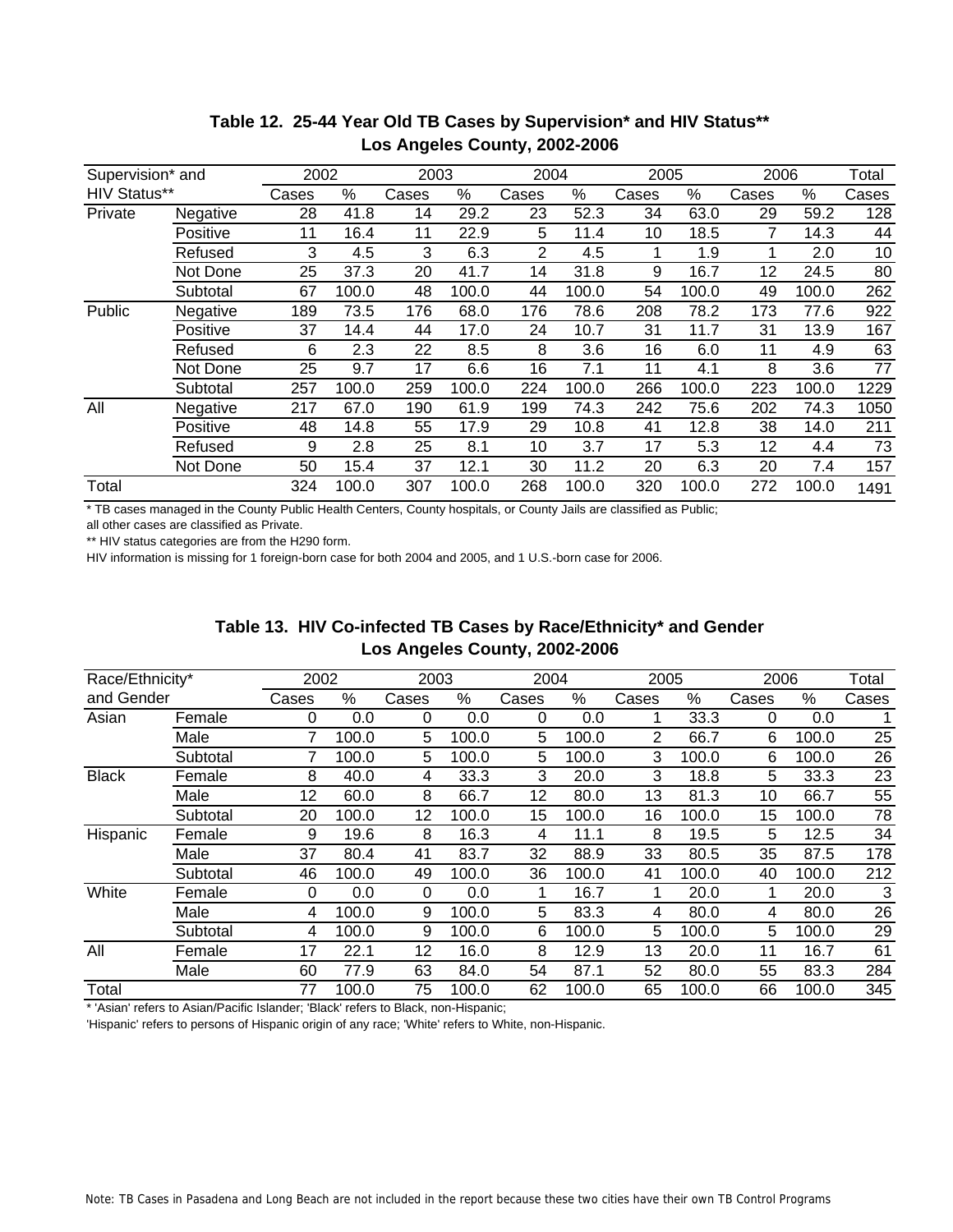## Table 12. 25-44 Year Old TB Cases by Supervision* and HIV Status**
### Los Angeles County, 2002-2006

| Supervision* and HIV Status** | | 2002 | | 2003 | | 2004 | | 2005 | | 2006 | | Total |
|---|---|---|---|---|---|---|---|---|---|---|---|---|
| | | Cases | % | Cases | % | Cases | % | Cases | % | Cases | % | Cases |
| Private | Negative | 28 | 41.8 | 14 | 29.2 | 23 | 52.3 | 34 | 63.0 | 29 | 59.2 | 128 |
| | Positive | 11 | 16.4 | 11 | 22.9 | 5 | 11.4 | 10 | 18.5 | 7 | 14.3 | 44 |
| | Refused | 3 | 4.5 | 3 | 6.3 | 2 | 4.5 | 1 | 1.9 | 1 | 2.0 | 10 |
| | Not Done | 25 | 37.3 | 20 | 41.7 | 14 | 31.8 | 9 | 16.7 | 12 | 24.5 | 80 |
| | Subtotal | 67 | 100.0 | 48 | 100.0 | 44 | 100.0 | 54 | 100.0 | 49 | 100.0 | 262 |
| Public | Negative | 189 | 73.5 | 176 | 68.0 | 176 | 78.6 | 208 | 78.2 | 173 | 77.6 | 922 |
| | Positive | 37 | 14.4 | 44 | 17.0 | 24 | 10.7 | 31 | 11.7 | 31 | 13.9 | 167 |
| | Refused | 6 | 2.3 | 22 | 8.5 | 8 | 3.6 | 16 | 6.0 | 11 | 4.9 | 63 |
| | Not Done | 25 | 9.7 | 17 | 6.6 | 16 | 7.1 | 11 | 4.1 | 8 | 3.6 | 77 |
| | Subtotal | 257 | 100.0 | 259 | 100.0 | 224 | 100.0 | 266 | 100.0 | 223 | 100.0 | 1229 |
| All | Negative | 217 | 67.0 | 190 | 61.9 | 199 | 74.3 | 242 | 75.6 | 202 | 74.3 | 1050 |
| | Positive | 48 | 14.8 | 55 | 17.9 | 29 | 10.8 | 41 | 12.8 | 38 | 14.0 | 211 |
| | Refused | 9 | 2.8 | 25 | 8.1 | 10 | 3.7 | 17 | 5.3 | 12 | 4.4 | 73 |
| | Not Done | 50 | 15.4 | 37 | 12.1 | 30 | 11.2 | 20 | 6.3 | 20 | 7.4 | 157 |
| Total | | 324 | 100.0 | 307 | 100.0 | 268 | 100.0 | 320 | 100.0 | 272 | 100.0 | 1491 |

* TB cases managed in the County Public Health Centers, County hospitals, or County Jails are classified as Public; all other cases are classified as Private.

** HIV status categories are from the H290 form.

HIV information is missing for 1 foreign-born case for both 2004 and 2005, and 1 U.S.-born case for 2006.

## Table 13. HIV Co-infected TB Cases by Race/Ethnicity* and Gender
### Los Angeles County, 2002-2006

| Race/Ethnicity* and Gender | | 2002 | | 2003 | | 2004 | | 2005 | | 2006 | | Total |
|---|---|---|---|---|---|---|---|---|---|---|---|---|
| | | Cases | % | Cases | % | Cases | % | Cases | % | Cases | % | Cases |
| Asian | Female | 0 | 0.0 | 0 | 0.0 | 0 | 0.0 | 1 | 33.3 | 0 | 0.0 | 1 |
| | Male | 7 | 100.0 | 5 | 100.0 | 5 | 100.0 | 2 | 66.7 | 6 | 100.0 | 25 |
| | Subtotal | 7 | 100.0 | 5 | 100.0 | 5 | 100.0 | 3 | 100.0 | 6 | 100.0 | 26 |
| Black | Female | 8 | 40.0 | 4 | 33.3 | 3 | 20.0 | 3 | 18.8 | 5 | 33.3 | 23 |
| | Male | 12 | 60.0 | 8 | 66.7 | 12 | 80.0 | 13 | 81.3 | 10 | 66.7 | 55 |
| | Subtotal | 20 | 100.0 | 12 | 100.0 | 15 | 100.0 | 16 | 100.0 | 15 | 100.0 | 78 |
| Hispanic | Female | 9 | 19.6 | 8 | 16.3 | 4 | 11.1 | 8 | 19.5 | 5 | 12.5 | 34 |
| | Male | 37 | 80.4 | 41 | 83.7 | 32 | 88.9 | 33 | 80.5 | 35 | 87.5 | 178 |
| | Subtotal | 46 | 100.0 | 49 | 100.0 | 36 | 100.0 | 41 | 100.0 | 40 | 100.0 | 212 |
| White | Female | 0 | 0.0 | 0 | 0.0 | 1 | 16.7 | 1 | 20.0 | 1 | 20.0 | 3 |
| | Male | 4 | 100.0 | 9 | 100.0 | 5 | 83.3 | 4 | 80.0 | 4 | 80.0 | 26 |
| | Subtotal | 4 | 100.0 | 9 | 100.0 | 6 | 100.0 | 5 | 100.0 | 5 | 100.0 | 29 |
| All | Female | 17 | 22.1 | 12 | 16.0 | 8 | 12.9 | 13 | 20.0 | 11 | 16.7 | 61 |
| | Male | 60 | 77.9 | 63 | 84.0 | 54 | 87.1 | 52 | 80.0 | 55 | 83.3 | 284 |
| Total | | 77 | 100.0 | 75 | 100.0 | 62 | 100.0 | 65 | 100.0 | 66 | 100.0 | 345 |

* 'Asian' refers to Asian/Pacific Islander; 'Black' refers to Black, non-Hispanic; 'Hispanic' refers to persons of Hispanic origin of any race; 'White' refers to White, non-Hispanic.

Note: TB Cases in Pasadena and Long Beach are not included in the report because these two cities have their own TB Control Programs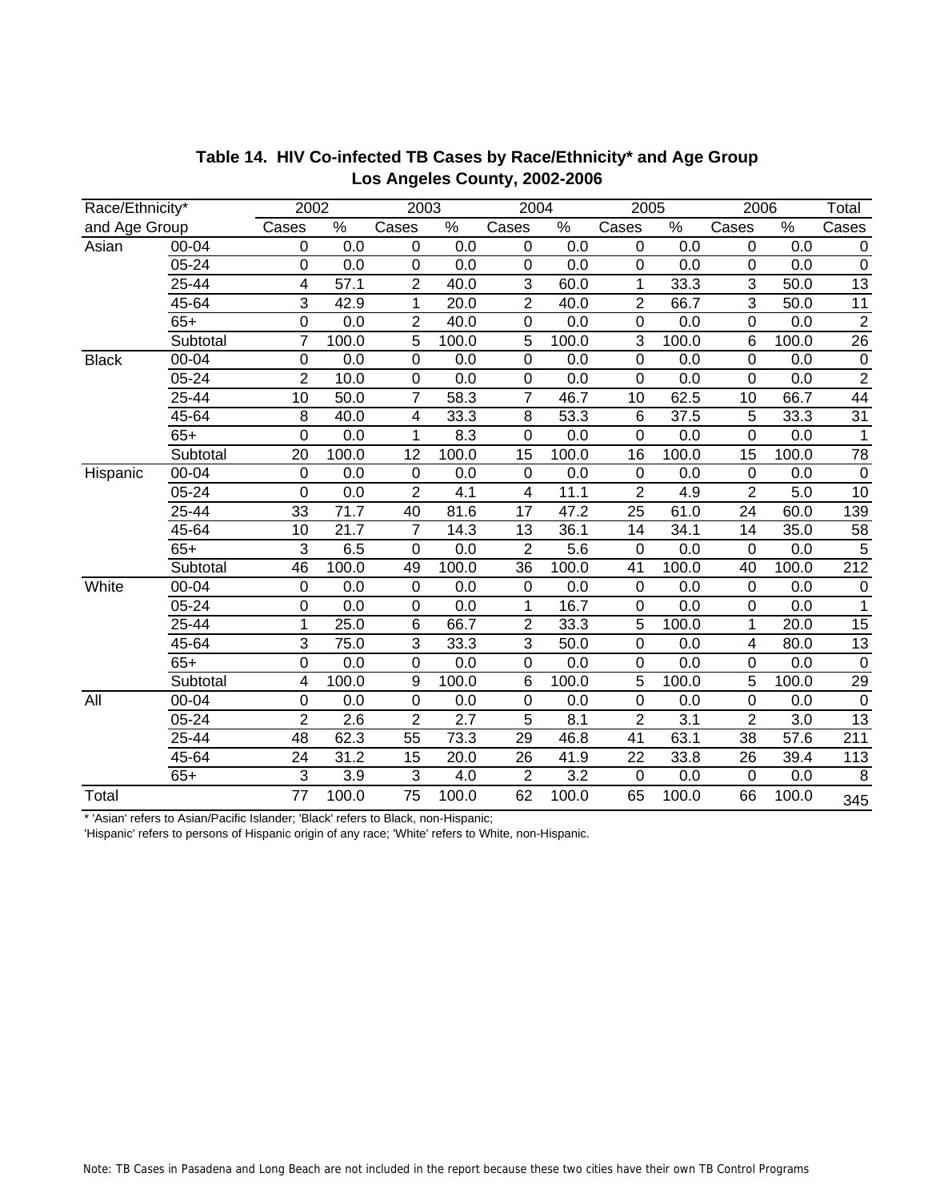**Table 14. HIV Co-infected TB Cases by Race/Ethnicity* and Age Group**
**Los Angeles County, 2002-2006**

| Race/Ethnicity* | | 2002 | | 2003 | | 2004 | | 2005 | | 2006 | | Total |
|---|---|---|---|---|---|---|---|---|---|---|---|---|
| and Age Group | | Cases | % | Cases | % | Cases | % | Cases | % | Cases | % | Cases |
| Asian | 00-04 | 0 | 0.0 | 0 | 0.0 | 0 | 0.0 | 0 | 0.0 | 0 | 0.0 | 0 |
| | 05-24 | 0 | 0.0 | 0 | 0.0 | 0 | 0.0 | 0 | 0.0 | 0 | 0.0 | 0 |
| | 25-44 | 4 | 57.1 | 2 | 40.0 | 3 | 60.0 | 1 | 33.3 | 3 | 50.0 | 13 |
| | 45-64 | 3 | 42.9 | 1 | 20.0 | 2 | 40.0 | 2 | 66.7 | 3 | 50.0 | 11 |
| | 65+ | 0 | 0.0 | 2 | 40.0 | 0 | 0.0 | 0 | 0.0 | 0 | 0.0 | 2 |
| | Subtotal | 7 | 100.0 | 5 | 100.0 | 5 | 100.0 | 3 | 100.0 | 6 | 100.0 | 26 |
| Black | 00-04 | 0 | 0.0 | 0 | 0.0 | 0 | 0.0 | 0 | 0.0 | 0 | 0.0 | 0 |
| | 05-24 | 2 | 10.0 | 0 | 0.0 | 0 | 0.0 | 0 | 0.0 | 0 | 0.0 | 2 |
| | 25-44 | 10 | 50.0 | 7 | 58.3 | 7 | 46.7 | 10 | 62.5 | 10 | 66.7 | 44 |
| | 45-64 | 8 | 40.0 | 4 | 33.3 | 8 | 53.3 | 6 | 37.5 | 5 | 33.3 | 31 |
| | 65+ | 0 | 0.0 | 1 | 8.3 | 0 | 0.0 | 0 | 0.0 | 0 | 0.0 | 1 |
| | Subtotal | 20 | 100.0 | 12 | 100.0 | 15 | 100.0 | 16 | 100.0 | 15 | 100.0 | 78 |
| Hispanic | 00-04 | 0 | 0.0 | 0 | 0.0 | 0 | 0.0 | 0 | 0.0 | 0 | 0.0 | 0 |
| | 05-24 | 0 | 0.0 | 2 | 4.1 | 4 | 11.1 | 2 | 4.9 | 2 | 5.0 | 10 |
| | 25-44 | 33 | 71.7 | 40 | 81.6 | 17 | 47.2 | 25 | 61.0 | 24 | 60.0 | 139 |
| | 45-64 | 10 | 21.7 | 7 | 14.3 | 13 | 36.1 | 14 | 34.1 | 14 | 35.0 | 58 |
| | 65+ | 3 | 6.5 | 0 | 0.0 | 2 | 5.6 | 0 | 0.0 | 0 | 0.0 | 5 |
| | Subtotal | 46 | 100.0 | 49 | 100.0 | 36 | 100.0 | 41 | 100.0 | 40 | 100.0 | 212 |
| White | 00-04 | 0 | 0.0 | 0 | 0.0 | 0 | 0.0 | 0 | 0.0 | 0 | 0.0 | 0 |
| | 05-24 | 0 | 0.0 | 0 | 0.0 | 1 | 16.7 | 0 | 0.0 | 0 | 0.0 | 1 |
| | 25-44 | 1 | 25.0 | 6 | 66.7 | 2 | 33.3 | 5 | 100.0 | 1 | 20.0 | 15 |
| | 45-64 | 3 | 75.0 | 3 | 33.3 | 3 | 50.0 | 0 | 0.0 | 4 | 80.0 | 13 |
| | 65+ | 0 | 0.0 | 0 | 0.0 | 0 | 0.0 | 0 | 0.0 | 0 | 0.0 | 0 |
| | Subtotal | 4 | 100.0 | 9 | 100.0 | 6 | 100.0 | 5 | 100.0 | 5 | 100.0 | 29 |
| All | 00-04 | 0 | 0.0 | 0 | 0.0 | 0 | 0.0 | 0 | 0.0 | 0 | 0.0 | 0 |
| | 05-24 | 2 | 2.6 | 2 | 2.7 | 5 | 8.1 | 2 | 3.1 | 2 | 3.0 | 13 |
| | 25-44 | 48 | 62.3 | 55 | 73.3 | 29 | 46.8 | 41 | 63.1 | 38 | 57.6 | 211 |
| | 45-64 | 24 | 31.2 | 15 | 20.0 | 26 | 41.9 | 22 | 33.8 | 26 | 39.4 | 113 |
| | 65+ | 3 | 3.9 | 3 | 4.0 | 2 | 3.2 | 0 | 0.0 | 0 | 0.0 | 8 |
| Total | | 77 | 100.0 | 75 | 100.0 | 62 | 100.0 | 65 | 100.0 | 66 | 100.0 | 345 |

* 'Asian' refers to Asian/Pacific Islander; 'Black' refers to Black, non-Hispanic;
'Hispanic' refers to persons of Hispanic origin of any race; 'White' refers to White, non-Hispanic.

Note: TB Cases in Pasadena and Long Beach are not included in the report because these two cities have their own TB Control Programs